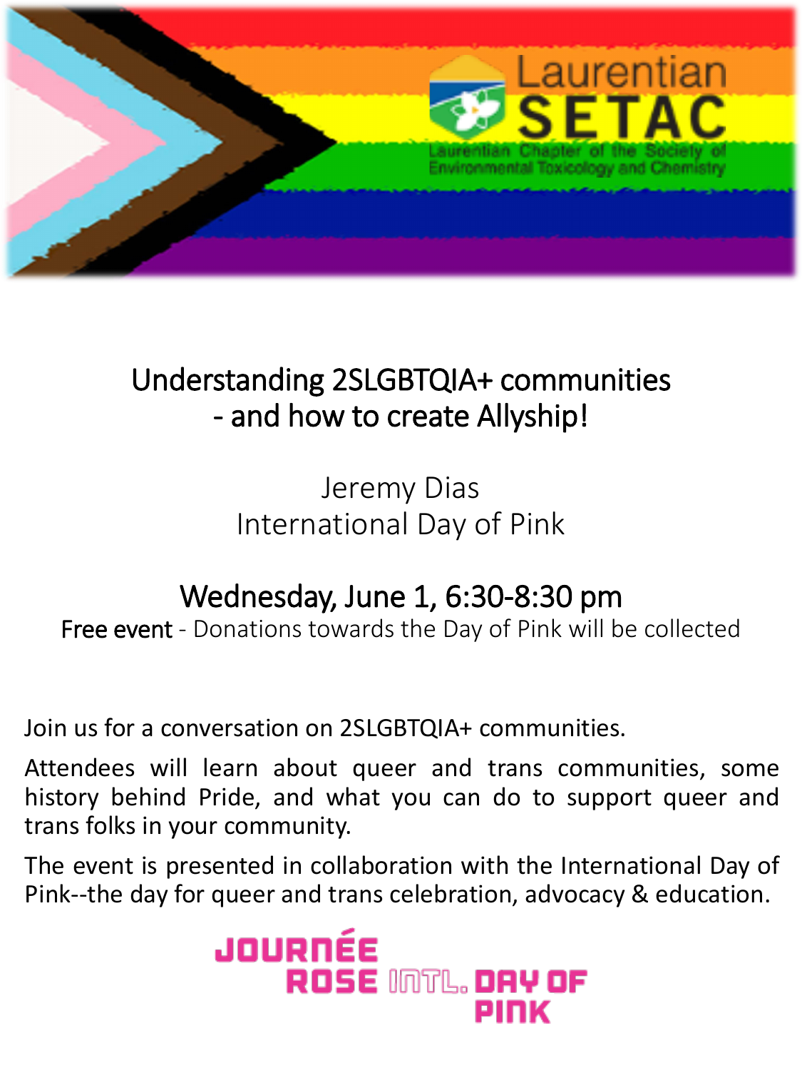Laurentian SETAC

Laurentian Chapter of the Society of Environmental Toxicology and Chemistry

# Understanding 2SLGBTQIA+ communities - and how to create Allyship!

Jeremy Dias
International Day of Pink

## Wednesday, June 1, 6:30-8:30 pm

Free event - Donations towards the Day of Pink will be collected

Join us for a conversation on 2SLGBTQIA+ communities.

Attendees will learn about queer and trans communities, some history behind Pride, and what you can do to support queer and trans folks in your community.

The event is presented in collaboration with the International Day of Pink--the day for queer and trans celebration, advocacy & education.

JOURNÉE ROSE INTL. DAY OF PINK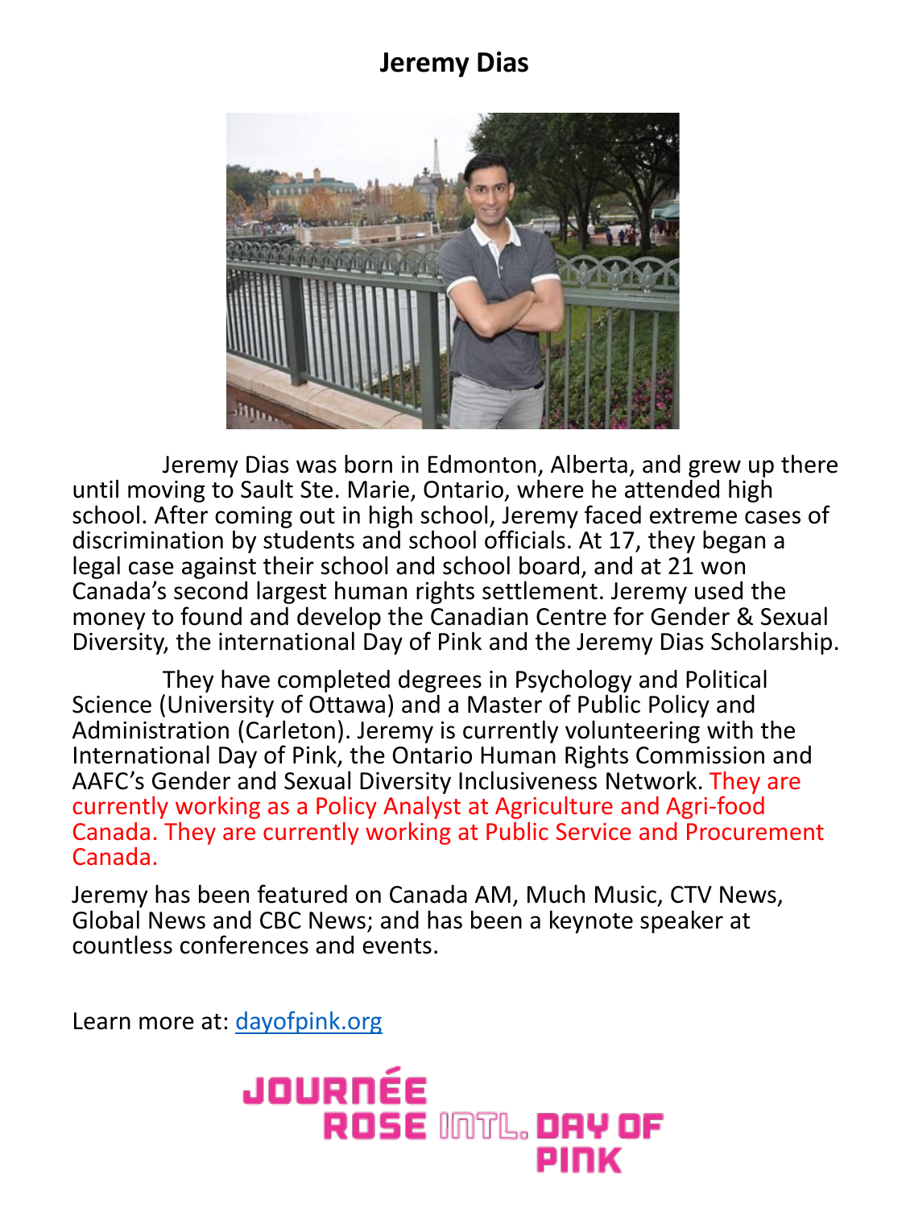# Jeremy Dias

Jeremy Dias was born in Edmonton, Alberta, and grew up there until moving to Sault Ste. Marie, Ontario, where he attended high school. After coming out in high school, Jeremy faced extreme cases of discrimination by students and school officials. At 17, they began a legal case against their school and school board, and at 21 won Canada's second largest human rights settlement. Jeremy used the money to found and develop the Canadian Centre for Gender & Sexual Diversity, the international Day of Pink and the Jeremy Dias Scholarship.

They have completed degrees in Psychology and Political Science (University of Ottawa) and a Master of Public Policy and Administration (Carleton). Jeremy is currently volunteering with the International Day of Pink, the Ontario Human Rights Commission and AAFC's Gender and Sexual Diversity Inclusiveness Network. They are currently working as a Policy Analyst at Agriculture and Agri-food Canada. They are currently working at Public Service and Procurement Canada.

Jeremy has been featured on Canada AM, Much Music, CTV News, Global News and CBC News; and has been a keynote speaker at countless conferences and events.

Learn more at: [dayofpink.org](dayofpink.org)

JOURNÉE ROSE INTL. DAY OF PINK